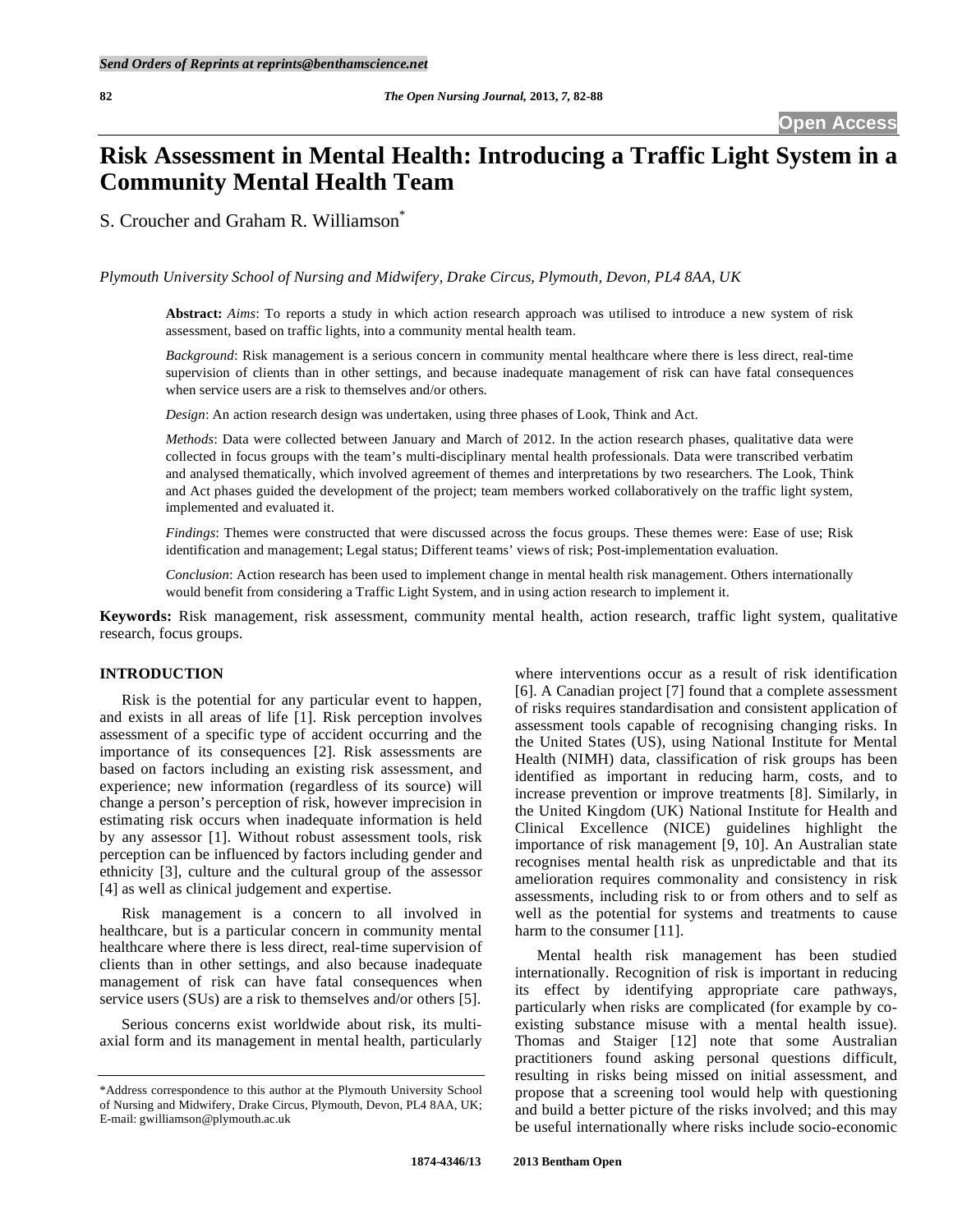# Risk Assessment in Mental Health: Introducing a Traffic Light System in a Community Mental Health Team

S. Croucher and Graham R. Williamson*

*Plymouth University School of Nursing and Midwifery, Drake Circus, Plymouth, Devon, PL4 8AA, UK*

**Abstract:** *Aims*: To reports a study in which action research approach was utilised to introduce a new system of risk assessment, based on traffic lights, into a community mental health team.

*Background*: Risk management is a serious concern in community mental healthcare where there is less direct, real-time supervision of clients than in other settings, and because inadequate management of risk can have fatal consequences when service users are a risk to themselves and/or others.

*Design*: An action research design was undertaken, using three phases of Look, Think and Act.

*Methods*: Data were collected between January and March of 2012. In the action research phases, qualitative data were collected in focus groups with the team's multi-disciplinary mental health professionals. Data were transcribed verbatim and analysed thematically, which involved agreement of themes and interpretations by two researchers. The Look, Think and Act phases guided the development of the project; team members worked collaboratively on the traffic light system, implemented and evaluated it.

*Findings*: Themes were constructed that were discussed across the focus groups. These themes were: Ease of use; Risk identification and management; Legal status; Different teams' views of risk; Post-implementation evaluation.

*Conclusion*: Action research has been used to implement change in mental health risk management. Others internationally would benefit from considering a Traffic Light System, and in using action research to implement it.

**Keywords:** Risk management, risk assessment, community mental health, action research, traffic light system, qualitative research, focus groups.

## INTRODUCTION

Risk is the potential for any particular event to happen, and exists in all areas of life [1]. Risk perception involves assessment of a specific type of accident occurring and the importance of its consequences [2]. Risk assessments are based on factors including an existing risk assessment, and experience; new information (regardless of its source) will change a person's perception of risk, however imprecision in estimating risk occurs when inadequate information is held by any assessor [1]. Without robust assessment tools, risk perception can be influenced by factors including gender and ethnicity [3], culture and the cultural group of the assessor [4] as well as clinical judgement and expertise.

Risk management is a concern to all involved in healthcare, but is a particular concern in community mental healthcare where there is less direct, real-time supervision of clients than in other settings, and also because inadequate management of risk can have fatal consequences when service users (SUs) are a risk to themselves and/or others [5].

Serious concerns exist worldwide about risk, its multi-axial form and its management in mental health, particularly where interventions occur as a result of risk identification [6]. A Canadian project [7] found that a complete assessment of risks requires standardisation and consistent application of assessment tools capable of recognising changing risks. In the United States (US), using National Institute for Mental Health (NIMH) data, classification of risk groups has been identified as important in reducing harm, costs, and to increase prevention or improve treatments [8]. Similarly, in the United Kingdom (UK) National Institute for Health and Clinical Excellence (NICE) guidelines highlight the importance of risk management [9, 10]. An Australian state recognises mental health risk as unpredictable and that its amelioration requires commonality and consistency in risk assessments, including risk to or from others and to self as well as the potential for systems and treatments to cause harm to the consumer [11].

Mental health risk management has been studied internationally. Recognition of risk is important in reducing its effect by identifying appropriate care pathways, particularly when risks are complicated (for example by co-existing substance misuse with a mental health issue). Thomas and Staiger [12] note that some Australian practitioners found asking personal questions difficult, resulting in risks being missed on initial assessment, and propose that a screening tool would help with questioning and build a better picture of the risks involved; and this may be useful internationally where risks include socio-economic

*Address correspondence to this author at the Plymouth University School of Nursing and Midwifery, Drake Circus, Plymouth, Devon, PL4 8AA, UK; E-mail: gwilliamson@plymouth.ac.uk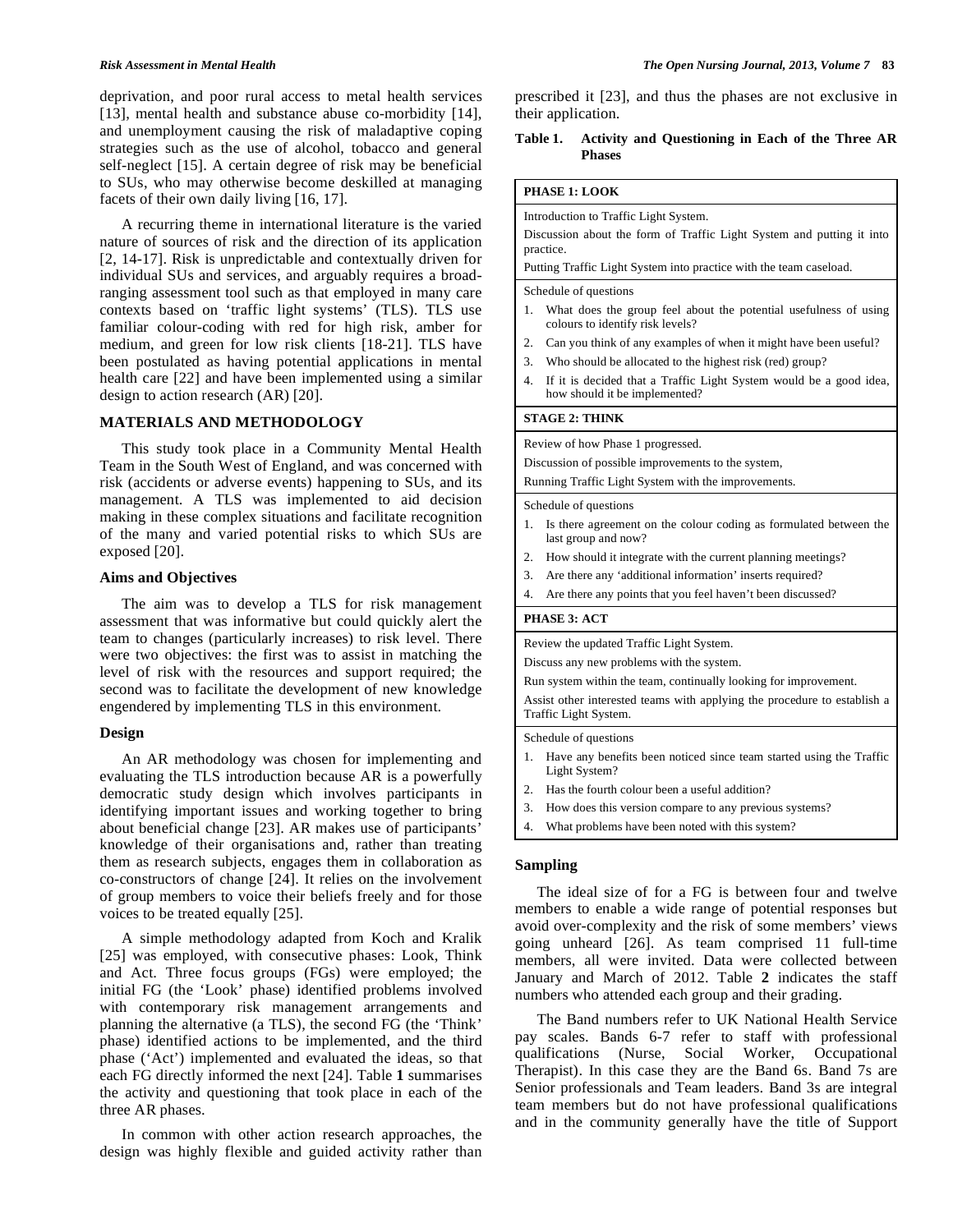deprivation, and poor rural access to metal health services [13], mental health and substance abuse co-morbidity [14], and unemployment causing the risk of maladaptive coping strategies such as the use of alcohol, tobacco and general self-neglect [15]. A certain degree of risk may be beneficial to SUs, who may otherwise become deskilled at managing facets of their own daily living [16, 17].

A recurring theme in international literature is the varied nature of sources of risk and the direction of its application [2, 14-17]. Risk is unpredictable and contextually driven for individual SUs and services, and arguably requires a broad-ranging assessment tool such as that employed in many care contexts based on 'traffic light systems' (TLS). TLS use familiar colour-coding with red for high risk, amber for medium, and green for low risk clients [18-21]. TLS have been postulated as having potential applications in mental health care [22] and have been implemented using a similar design to action research (AR) [20].

## MATERIALS AND METHODOLOGY

This study took place in a Community Mental Health Team in the South West of England, and was concerned with risk (accidents or adverse events) happening to SUs, and its management. A TLS was implemented to aid decision making in these complex situations and facilitate recognition of the many and varied potential risks to which SUs are exposed [20].

### Aims and Objectives

The aim was to develop a TLS for risk management assessment that was informative but could quickly alert the team to changes (particularly increases) to risk level. There were two objectives: the first was to assist in matching the level of risk with the resources and support required; the second was to facilitate the development of new knowledge engendered by implementing TLS in this environment.

### Design

An AR methodology was chosen for implementing and evaluating the TLS introduction because AR is a powerfully democratic study design which involves participants in identifying important issues and working together to bring about beneficial change [23]. AR makes use of participants' knowledge of their organisations and, rather than treating them as research subjects, engages them in collaboration as co-constructors of change [24]. It relies on the involvement of group members to voice their beliefs freely and for those voices to be treated equally [25].

A simple methodology adapted from Koch and Kralik [25] was employed, with consecutive phases: Look, Think and Act. Three focus groups (FGs) were employed; the initial FG (the 'Look' phase) identified problems involved with contemporary risk management arrangements and planning the alternative (a TLS), the second FG (the 'Think' phase) identified actions to be implemented, and the third phase ('Act') implemented and evaluated the ideas, so that each FG directly informed the next [24]. Table **1** summarises the activity and questioning that took place in each of the three AR phases.

In common with other action research approaches, the design was highly flexible and guided activity rather than prescribed it [23], and thus the phases are not exclusive in their application.

**Table 1. Activity and Questioning in Each of the Three AR Phases**

| **PHASE 1: LOOK** |
|---|
| Introduction to Traffic Light System.<br>Discussion about the form of Traffic Light System and putting it into practice.<br>Putting Traffic Light System into practice with the team caseload. |
| Schedule of questions<br>1. What does the group feel about the potential usefulness of using colours to identify risk levels?<br>2. Can you think of any examples of when it might have been useful?<br>3. Who should be allocated to the highest risk (red) group?<br>4. If it is decided that a Traffic Light System would be a good idea, how should it be implemented? |
| **STAGE 2: THINK** |
| Review of how Phase 1 progressed.<br>Discussion of possible improvements to the system,<br>Running Traffic Light System with the improvements. |
| Schedule of questions<br>1. Is there agreement on the colour coding as formulated between the last group and now?<br>2. How should it integrate with the current planning meetings?<br>3. Are there any 'additional information' inserts required?<br>4. Are there any points that you feel haven't been discussed? |
| **PHASE 3: ACT** |
| Review the updated Traffic Light System.<br>Discuss any new problems with the system.<br>Run system within the team, continually looking for improvement.<br>Assist other interested teams with applying the procedure to establish a Traffic Light System. |
| Schedule of questions<br>1. Have any benefits been noticed since team started using the Traffic Light System?<br>2. Has the fourth colour been a useful addition?<br>3. How does this version compare to any previous systems?<br>4. What problems have been noted with this system? |

### Sampling

The ideal size of for a FG is between four and twelve members to enable a wide range of potential responses but avoid over-complexity and the risk of some members' views going unheard [26]. As team comprised 11 full-time members, all were invited. Data were collected between January and March of 2012. Table **2** indicates the staff numbers who attended each group and their grading.

The Band numbers refer to UK National Health Service pay scales. Bands 6-7 refer to staff with professional qualifications (Nurse, Social Worker, Occupational Therapist). In this case they are the Band 6s. Band 7s are Senior professionals and Team leaders. Band 3s are integral team members but do not have professional qualifications and in the community generally have the title of Support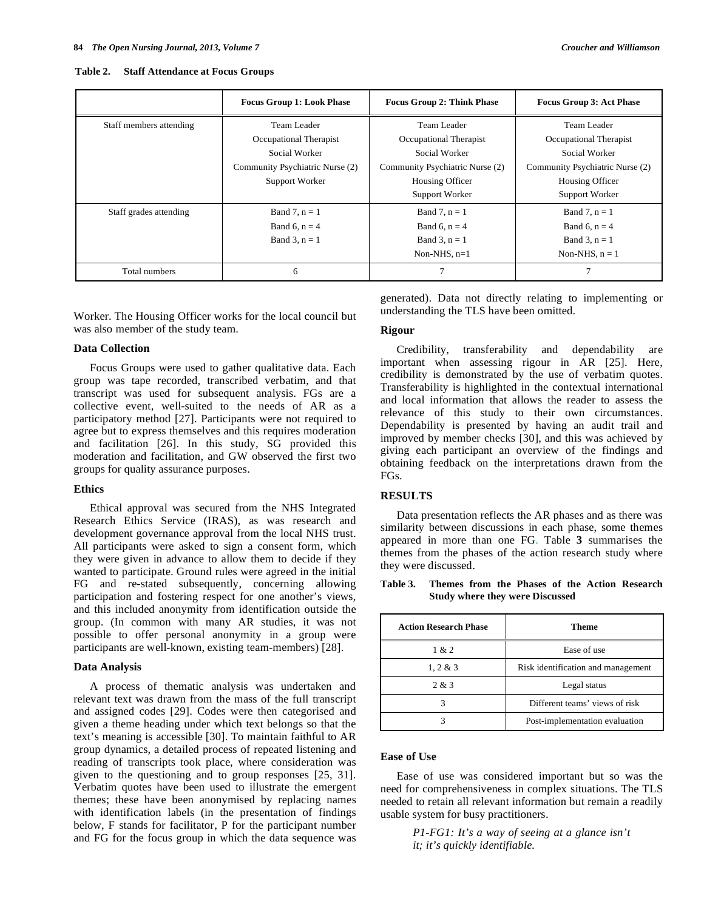**Table 2. Staff Attendance at Focus Groups**

| | Focus Group 1: Look Phase | Focus Group 2: Think Phase | Focus Group 3: Act Phase |
|---|---|---|---|
| Staff members attending | Team Leader<br>Occupational Therapist<br>Social Worker<br>Community Psychiatric Nurse (2)<br>Support Worker | Team Leader<br>Occupational Therapist<br>Social Worker<br>Community Psychiatric Nurse (2)<br>Housing Officer<br>Support Worker | Team Leader<br>Occupational Therapist<br>Social Worker<br>Community Psychiatric Nurse (2)<br>Housing Officer<br>Support Worker |
| Staff grades attending | Band 7, n = 1<br>Band 6, n = 4<br>Band 3, n = 1 | Band 7, n = 1<br>Band 6, n = 4<br>Band 3, n = 1<br>Non-NHS, n=1 | Band 7, n = 1<br>Band 6, n = 4<br>Band 3, n = 1<br>Non-NHS, n = 1 |
| Total numbers | 6 | 7 | 7 |

Worker. The Housing Officer works for the local council but was also member of the study team.

### Data Collection

Focus Groups were used to gather qualitative data. Each group was tape recorded, transcribed verbatim, and that transcript was used for subsequent analysis. FGs are a collective event, well-suited to the needs of AR as a participatory method [27]. Participants were not required to agree but to express themselves and this requires moderation and facilitation [26]. In this study, SG provided this moderation and facilitation, and GW observed the first two groups for quality assurance purposes.

### Ethics

Ethical approval was secured from the NHS Integrated Research Ethics Service (IRAS), as was research and development governance approval from the local NHS trust. All participants were asked to sign a consent form, which they were given in advance to allow them to decide if they wanted to participate. Ground rules were agreed in the initial FG and re-stated subsequently, concerning allowing participation and fostering respect for one another's views, and this included anonymity from identification outside the group. (In common with many AR studies, it was not possible to offer personal anonymity in a group were participants are well-known, existing team-members) [28].

### Data Analysis

A process of thematic analysis was undertaken and relevant text was drawn from the mass of the full transcript and assigned codes [29]. Codes were then categorised and given a theme heading under which text belongs so that the text's meaning is accessible [30]. To maintain faithful to AR group dynamics, a detailed process of repeated listening and reading of transcripts took place, where consideration was given to the questioning and to group responses [25, 31]. Verbatim quotes have been used to illustrate the emergent themes; these have been anonymised by replacing names with identification labels (in the presentation of findings below, F stands for facilitator, P for the participant number and FG for the focus group in which the data sequence was generated). Data not directly relating to implementing or understanding the TLS have been omitted.

### Rigour

Credibility, transferability and dependability are important when assessing rigour in AR [25]. Here, credibility is demonstrated by the use of verbatim quotes. Transferability is highlighted in the contextual international and local information that allows the reader to assess the relevance of this study to their own circumstances. Dependability is presented by having an audit trail and improved by member checks [30], and this was achieved by giving each participant an overview of the findings and obtaining feedback on the interpretations drawn from the FGs.

## RESULTS

Data presentation reflects the AR phases and as there was similarity between discussions in each phase, some themes appeared in more than one FG. Table **3** summarises the themes from the phases of the action research study where they were discussed.

**Table 3. Themes from the Phases of the Action Research Study where they were Discussed**

| Action Research Phase | Theme |
|---|---|
| 1 & 2 | Ease of use |
| 1, 2 & 3 | Risk identification and management |
| 2 & 3 | Legal status |
| 3 | Different teams' views of risk |
| 3 | Post-implementation evaluation |

### Ease of Use

Ease of use was considered important but so was the need for comprehensiveness in complex situations. The TLS needed to retain all relevant information but remain a readily usable system for busy practitioners.

> *P1-FG1: It's a way of seeing at a glance isn't it; it's quickly identifiable.*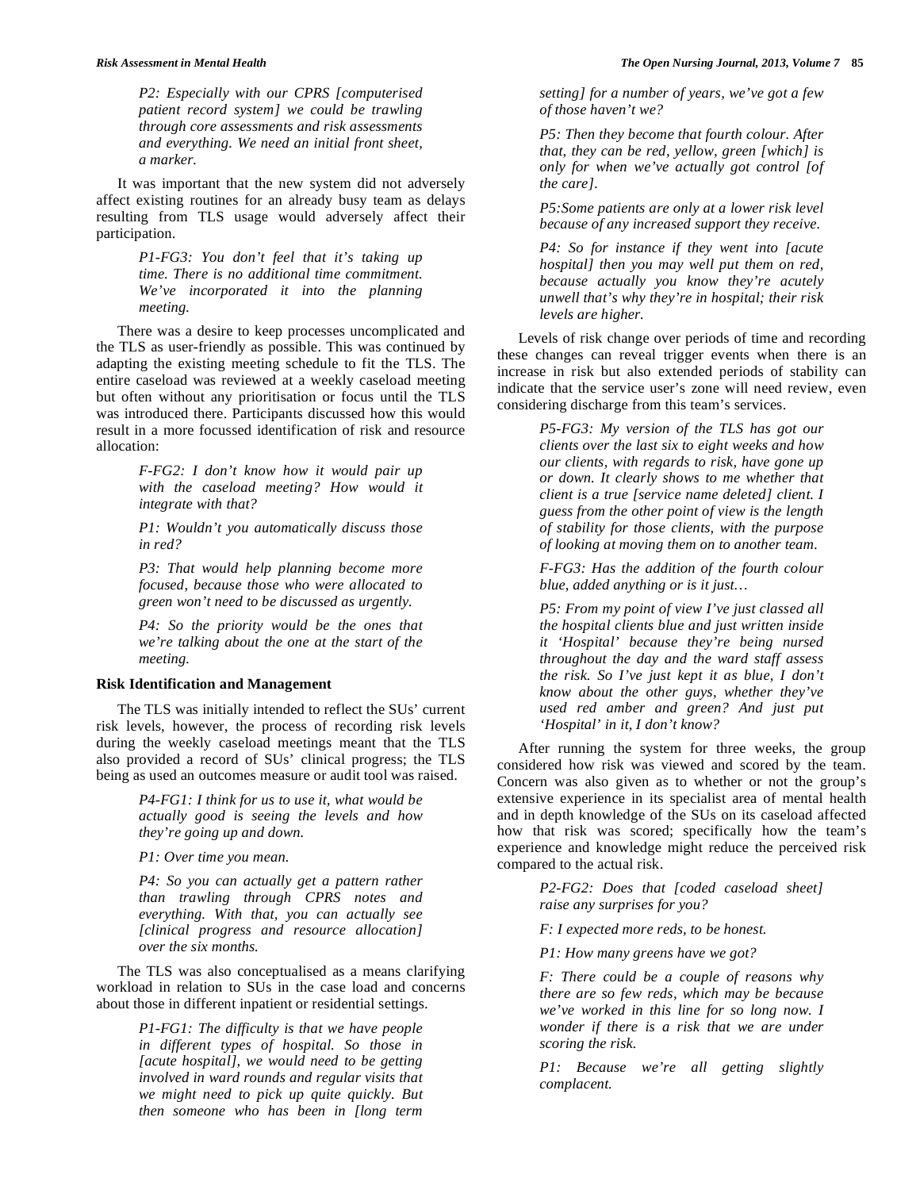*P2: Especially with our CPRS [computerised patient record system] we could be trawling through core assessments and risk assessments and everything. We need an initial front sheet, a marker.*

It was important that the new system did not adversely affect existing routines for an already busy team as delays resulting from TLS usage would adversely affect their participation.

*P1-FG3: You don't feel that it's taking up time. There is no additional time commitment. We've incorporated it into the planning meeting.*

There was a desire to keep processes uncomplicated and the TLS as user-friendly as possible. This was continued by adapting the existing meeting schedule to fit the TLS. The entire caseload was reviewed at a weekly caseload meeting but often without any prioritisation or focus until the TLS was introduced there. Participants discussed how this would result in a more focussed identification of risk and resource allocation:

*F-FG2: I don't know how it would pair up with the caseload meeting? How would it integrate with that?*

*P1: Wouldn't you automatically discuss those in red?*

*P3: That would help planning become more focused, because those who were allocated to green won't need to be discussed as urgently.*

*P4: So the priority would be the ones that we're talking about the one at the start of the meeting.*

### Risk Identification and Management

The TLS was initially intended to reflect the SUs' current risk levels, however, the process of recording risk levels during the weekly caseload meetings meant that the TLS also provided a record of SUs' clinical progress; the TLS being as used an outcomes measure or audit tool was raised.

*P4-FG1: I think for us to use it, what would be actually good is seeing the levels and how they're going up and down.*

*P1: Over time you mean.*

*P4: So you can actually get a pattern rather than trawling through CPRS notes and everything. With that, you can actually see [clinical progress and resource allocation] over the six months.*

The TLS was also conceptualised as a means clarifying workload in relation to SUs in the case load and concerns about those in different inpatient or residential settings.

*P1-FG1: The difficulty is that we have people in different types of hospital. So those in [acute hospital], we would need to be getting involved in ward rounds and regular visits that we might need to pick up quite quickly. But then someone who has been in [long term setting] for a number of years, we've got a few of those haven't we?*

*P5: Then they become that fourth colour. After that, they can be red, yellow, green [which] is only for when we've actually got control [of the care].*

*P5:Some patients are only at a lower risk level because of any increased support they receive.*

*P4: So for instance if they went into [acute hospital] then you may well put them on red, because actually you know they're acutely unwell that's why they're in hospital; their risk levels are higher.*

Levels of risk change over periods of time and recording these changes can reveal trigger events when there is an increase in risk but also extended periods of stability can indicate that the service user's zone will need review, even considering discharge from this team's services.

*P5-FG3: My version of the TLS has got our clients over the last six to eight weeks and how our clients, with regards to risk, have gone up or down. It clearly shows to me whether that client is a true [service name deleted] client. I guess from the other point of view is the length of stability for those clients, with the purpose of looking at moving them on to another team.*

*F-FG3: Has the addition of the fourth colour blue, added anything or is it just…*

*P5: From my point of view I've just classed all the hospital clients blue and just written inside it 'Hospital' because they're being nursed throughout the day and the ward staff assess the risk. So I've just kept it as blue, I don't know about the other guys, whether they've used red amber and green? And just put 'Hospital' in it, I don't know?*

After running the system for three weeks, the group considered how risk was viewed and scored by the team. Concern was also given as to whether or not the group's extensive experience in its specialist area of mental health and in depth knowledge of the SUs on its caseload affected how that risk was scored; specifically how the team's experience and knowledge might reduce the perceived risk compared to the actual risk.

*P2-FG2: Does that [coded caseload sheet] raise any surprises for you?*

*F: I expected more reds, to be honest.*

*P1: How many greens have we got?*

*F: There could be a couple of reasons why there are so few reds, which may be because we've worked in this line for so long now. I wonder if there is a risk that we are under scoring the risk.*

*P1: Because we're all getting slightly complacent.*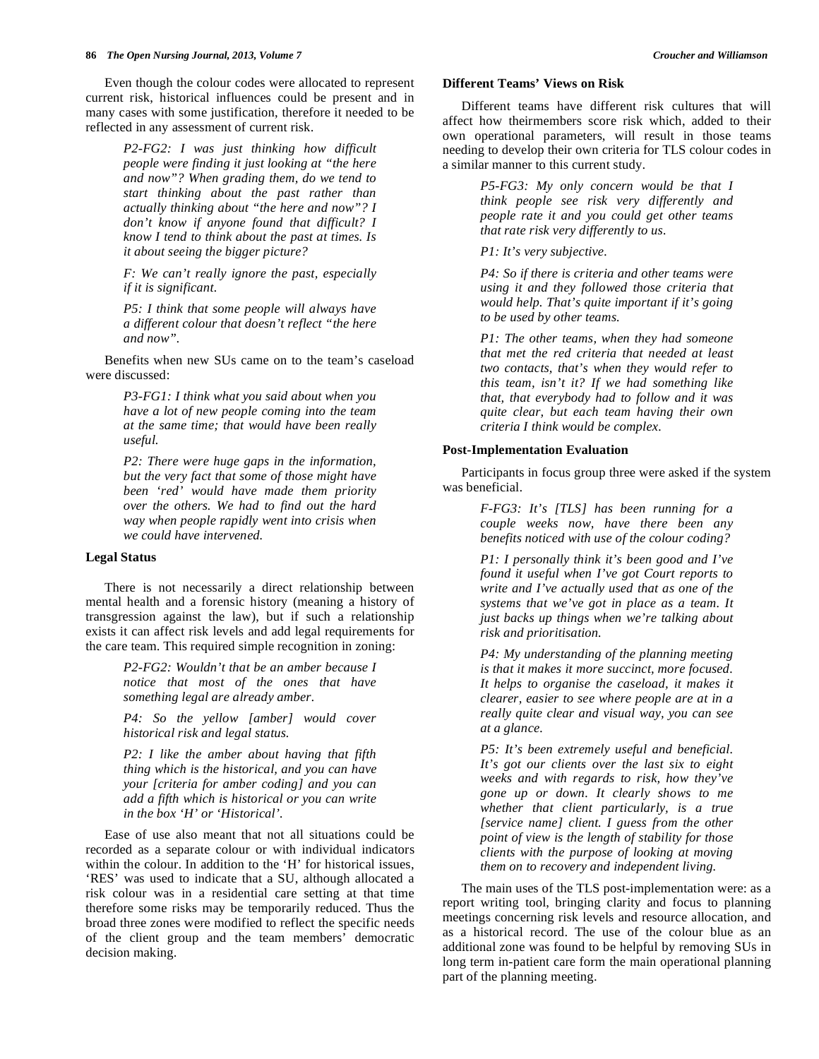Even though the colour codes were allocated to represent current risk, historical influences could be present and in many cases with some justification, therefore it needed to be reflected in any assessment of current risk.

> *P2-FG2: I was just thinking how difficult people were finding it just looking at "the here and now"? When grading them, do we tend to start thinking about the past rather than actually thinking about "the here and now"? I don't know if anyone found that difficult? I know I tend to think about the past at times. Is it about seeing the bigger picture?*
>
> *F: We can't really ignore the past, especially if it is significant.*
>
> *P5: I think that some people will always have a different colour that doesn't reflect "the here and now".*

Benefits when new SUs came on to the team's caseload were discussed:

> *P3-FG1: I think what you said about when you have a lot of new people coming into the team at the same time; that would have been really useful.*
>
> *P2: There were huge gaps in the information, but the very fact that some of those might have been 'red' would have made them priority over the others. We had to find out the hard way when people rapidly went into crisis when we could have intervened.*

### Legal Status

There is not necessarily a direct relationship between mental health and a forensic history (meaning a history of transgression against the law), but if such a relationship exists it can affect risk levels and add legal requirements for the care team. This required simple recognition in zoning:

> *P2-FG2: Wouldn't that be an amber because I notice that most of the ones that have something legal are already amber.*
>
> *P4: So the yellow [amber] would cover historical risk and legal status.*
>
> *P2: I like the amber about having that fifth thing which is the historical, and you can have your [criteria for amber coding] and you can add a fifth which is historical or you can write in the box 'H' or 'Historical'.*

Ease of use also meant that not all situations could be recorded as a separate colour or with individual indicators within the colour. In addition to the 'H' for historical issues, 'RES' was used to indicate that a SU, although allocated a risk colour was in a residential care setting at that time therefore some risks may be temporarily reduced. Thus the broad three zones were modified to reflect the specific needs of the client group and the team members' democratic decision making.

### Different Teams' Views on Risk

Different teams have different risk cultures that will affect how theirmembers score risk which, added to their own operational parameters, will result in those teams needing to develop their own criteria for TLS colour codes in a similar manner to this current study.

> *P5-FG3: My only concern would be that I think people see risk very differently and people rate it and you could get other teams that rate risk very differently to us.*
>
> *P1: It's very subjective.*
>
> *P4: So if there is criteria and other teams were using it and they followed those criteria that would help. That's quite important if it's going to be used by other teams.*
>
> *P1: The other teams, when they had someone that met the red criteria that needed at least two contacts, that's when they would refer to this team, isn't it? If we had something like that, that everybody had to follow and it was quite clear, but each team having their own criteria I think would be complex.*

### Post-Implementation Evaluation

Participants in focus group three were asked if the system was beneficial.

> *F-FG3: It's [TLS] has been running for a couple weeks now, have there been any benefits noticed with use of the colour coding?*
>
> *P1: I personally think it's been good and I've found it useful when I've got Court reports to write and I've actually used that as one of the systems that we've got in place as a team. It just backs up things when we're talking about risk and prioritisation.*
>
> *P4: My understanding of the planning meeting is that it makes it more succinct, more focused. It helps to organise the caseload, it makes it clearer, easier to see where people are at in a really quite clear and visual way, you can see at a glance.*
>
> *P5: It's been extremely useful and beneficial. It's got our clients over the last six to eight weeks and with regards to risk, how they've gone up or down. It clearly shows to me whether that client particularly, is a true [service name] client. I guess from the other point of view is the length of stability for those clients with the purpose of looking at moving them on to recovery and independent living.*

The main uses of the TLS post-implementation were: as a report writing tool, bringing clarity and focus to planning meetings concerning risk levels and resource allocation, and as a historical record. The use of the colour blue as an additional zone was found to be helpful by removing SUs in long term in-patient care form the main operational planning part of the planning meeting.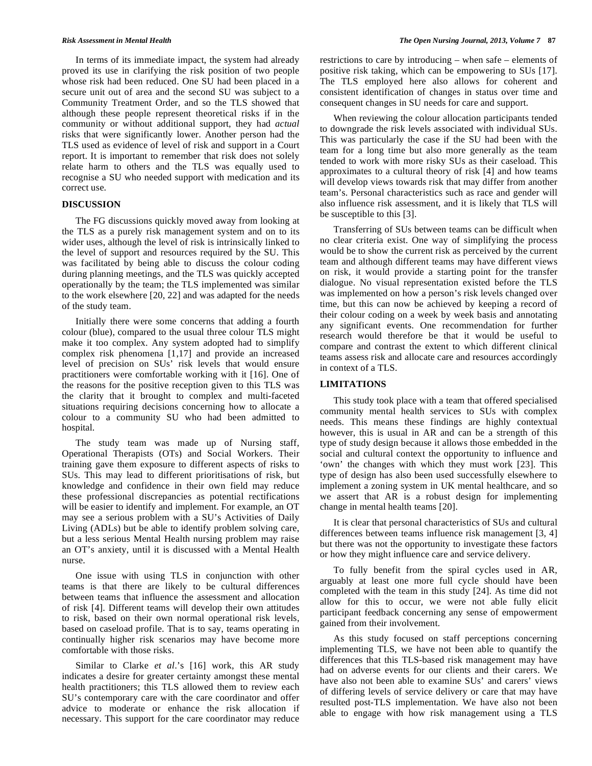In terms of its immediate impact, the system had already proved its use in clarifying the risk position of two people whose risk had been reduced. One SU had been placed in a secure unit out of area and the second SU was subject to a Community Treatment Order, and so the TLS showed that although these people represent theoretical risks if in the community or without additional support, they had *actual* risks that were significantly lower. Another person had the TLS used as evidence of level of risk and support in a Court report. It is important to remember that risk does not solely relate harm to others and the TLS was equally used to recognise a SU who needed support with medication and its correct use.

## DISCUSSION

The FG discussions quickly moved away from looking at the TLS as a purely risk management system and on to its wider uses, although the level of risk is intrinsically linked to the level of support and resources required by the SU. This was facilitated by being able to discuss the colour coding during planning meetings, and the TLS was quickly accepted operationally by the team; the TLS implemented was similar to the work elsewhere [20, 22] and was adapted for the needs of the study team.

Initially there were some concerns that adding a fourth colour (blue), compared to the usual three colour TLS might make it too complex. Any system adopted had to simplify complex risk phenomena [1,17] and provide an increased level of precision on SUs' risk levels that would ensure practitioners were comfortable working with it [16]. One of the reasons for the positive reception given to this TLS was the clarity that it brought to complex and multi-faceted situations requiring decisions concerning how to allocate a colour to a community SU who had been admitted to hospital.

The study team was made up of Nursing staff, Operational Therapists (OTs) and Social Workers. Their training gave them exposure to different aspects of risks to SUs. This may lead to different prioritisations of risk, but knowledge and confidence in their own field may reduce these professional discrepancies as potential rectifications will be easier to identify and implement. For example, an OT may see a serious problem with a SU's Activities of Daily Living (ADLs) but be able to identify problem solving care, but a less serious Mental Health nursing problem may raise an OT's anxiety, until it is discussed with a Mental Health nurse.

One issue with using TLS in conjunction with other teams is that there are likely to be cultural differences between teams that influence the assessment and allocation of risk [4]. Different teams will develop their own attitudes to risk, based on their own normal operational risk levels, based on caseload profile. That is to say, teams operating in continually higher risk scenarios may have become more comfortable with those risks.

Similar to Clarke *et al*.'s [16] work, this AR study indicates a desire for greater certainty amongst these mental health practitioners; this TLS allowed them to review each SU's contemporary care with the care coordinator and offer advice to moderate or enhance the risk allocation if necessary. This support for the care coordinator may reduce restrictions to care by introducing – when safe – elements of positive risk taking, which can be empowering to SUs [17]. The TLS employed here also allows for coherent and consistent identification of changes in status over time and consequent changes in SU needs for care and support.

When reviewing the colour allocation participants tended to downgrade the risk levels associated with individual SUs. This was particularly the case if the SU had been with the team for a long time but also more generally as the team tended to work with more risky SUs as their caseload. This approximates to a cultural theory of risk [4] and how teams will develop views towards risk that may differ from another team's. Personal characteristics such as race and gender will also influence risk assessment, and it is likely that TLS will be susceptible to this [3].

Transferring of SUs between teams can be difficult when no clear criteria exist. One way of simplifying the process would be to show the current risk as perceived by the current team and although different teams may have different views on risk, it would provide a starting point for the transfer dialogue. No visual representation existed before the TLS was implemented on how a person's risk levels changed over time, but this can now be achieved by keeping a record of their colour coding on a week by week basis and annotating any significant events. One recommendation for further research would therefore be that it would be useful to compare and contrast the extent to which different clinical teams assess risk and allocate care and resources accordingly in context of a TLS.

## LIMITATIONS

This study took place with a team that offered specialised community mental health services to SUs with complex needs. This means these findings are highly contextual however, this is usual in AR and can be a strength of this type of study design because it allows those embedded in the social and cultural context the opportunity to influence and 'own' the changes with which they must work [23]. This type of design has also been used successfully elsewhere to implement a zoning system in UK mental healthcare, and so we assert that AR is a robust design for implementing change in mental health teams [20].

It is clear that personal characteristics of SUs and cultural differences between teams influence risk management [3, 4] but there was not the opportunity to investigate these factors or how they might influence care and service delivery.

To fully benefit from the spiral cycles used in AR, arguably at least one more full cycle should have been completed with the team in this study [24]. As time did not allow for this to occur, we were not able fully elicit participant feedback concerning any sense of empowerment gained from their involvement.

As this study focused on staff perceptions concerning implementing TLS, we have not been able to quantify the differences that this TLS-based risk management may have had on adverse events for our clients and their carers. We have also not been able to examine SUs' and carers' views of differing levels of service delivery or care that may have resulted post-TLS implementation. We have also not been able to engage with how risk management using a TLS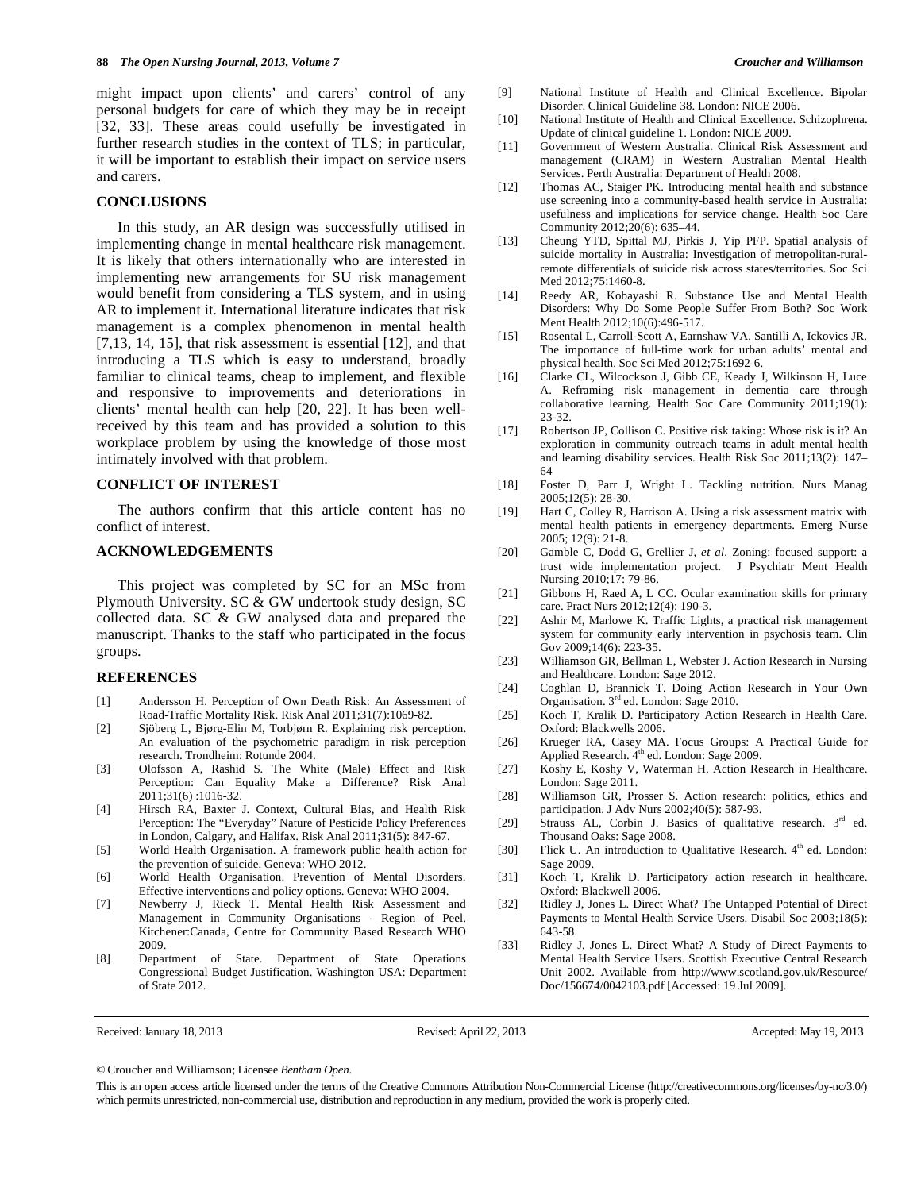might impact upon clients' and carers' control of any personal budgets for care of which they may be in receipt [32, 33]. These areas could usefully be investigated in further research studies in the context of TLS; in particular, it will be important to establish their impact on service users and carers.

## CONCLUSIONS

In this study, an AR design was successfully utilised in implementing change in mental healthcare risk management. It is likely that others internationally who are interested in implementing new arrangements for SU risk management would benefit from considering a TLS system, and in using AR to implement it. International literature indicates that risk management is a complex phenomenon in mental health [7,13, 14, 15], that risk assessment is essential [12], and that introducing a TLS which is easy to understand, broadly familiar to clinical teams, cheap to implement, and flexible and responsive to improvements and deteriorations in clients' mental health can help [20, 22]. It has been well-received by this team and has provided a solution to this workplace problem by using the knowledge of those most intimately involved with that problem.

## CONFLICT OF INTEREST

The authors confirm that this article content has no conflict of interest.

## ACKNOWLEDGEMENTS

This project was completed by SC for an MSc from Plymouth University. SC & GW undertook study design, SC collected data. SC & GW analysed data and prepared the manuscript. Thanks to the staff who participated in the focus groups.

## REFERENCES

[1] Andersson H. Perception of Own Death Risk: An Assessment of Road-Traffic Mortality Risk. Risk Anal 2011;31(7):1069-82.

[2] Sjöberg L, Bjørg-Elin M, Torbjørn R. Explaining risk perception. An evaluation of the psychometric paradigm in risk perception research. Trondheim: Rotunde 2004.

[3] Olofsson A, Rashid S. The White (Male) Effect and Risk Perception: Can Equality Make a Difference? Risk Anal 2011;31(6) :1016-32.

[4] Hirsch RA, Baxter J. Context, Cultural Bias, and Health Risk Perception: The "Everyday" Nature of Pesticide Policy Preferences in London, Calgary, and Halifax. Risk Anal 2011;31(5): 847-67.

[5] World Health Organisation. A framework public health action for the prevention of suicide. Geneva: WHO 2012.

[6] World Health Organisation. Prevention of Mental Disorders. Effective interventions and policy options. Geneva: WHO 2004.

[7] Newberry J, Rieck T. Mental Health Risk Assessment and Management in Community Organisations - Region of Peel. Kitchener:Canada, Centre for Community Based Research WHO 2009.

[8] Department of State. Department of State Operations Congressional Budget Justification. Washington USA: Department of State 2012.

[9] National Institute of Health and Clinical Excellence. Bipolar Disorder. Clinical Guideline 38. London: NICE 2006.

[10] National Institute of Health and Clinical Excellence. Schizophrena. Update of clinical guideline 1. London: NICE 2009.

[11] Government of Western Australia. Clinical Risk Assessment and management (CRAM) in Western Australian Mental Health Services. Perth Australia: Department of Health 2008.

[12] Thomas AC, Staiger PK. Introducing mental health and substance use screening into a community-based health service in Australia: usefulness and implications for service change. Health Soc Care Community 2012;20(6): 635–44.

[13] Cheung YTD, Spittal MJ, Pirkis J, Yip PFP. Spatial analysis of suicide mortality in Australia: Investigation of metropolitan-rural-remote differentials of suicide risk across states/territories. Soc Sci Med 2012;75:1460-8.

[14] Reedy AR, Kobayashi R. Substance Use and Mental Health Disorders: Why Do Some People Suffer From Both? Soc Work Ment Health 2012;10(6):496-517.

[15] Rosental L, Carroll-Scott A, Earnshaw VA, Santilli A, Ickovics JR. The importance of full-time work for urban adults' mental and physical health. Soc Sci Med 2012;75:1692-6.

[16] Clarke CL, Wilcockson J, Gibb CE, Keady J, Wilkinson H, Luce A. Reframing risk management in dementia care through collaborative learning. Health Soc Care Community 2011;19(1): 23-32.

[17] Robertson JP, Collison C. Positive risk taking: Whose risk is it? An exploration in community outreach teams in adult mental health and learning disability services. Health Risk Soc 2011;13(2): 147–64

[18] Foster D, Parr J, Wright L. Tackling nutrition. Nurs Manag 2005;12(5): 28-30.

[19] Hart C, Colley R, Harrison A. Using a risk assessment matrix with mental health patients in emergency departments. Emerg Nurse 2005; 12(9): 21-8.

[20] Gamble C, Dodd G, Grellier J, *et al.* Zoning: focused support: a trust wide implementation project. J Psychiatr Ment Health Nursing 2010;17: 79-86.

[21] Gibbons H, Raed A, L CC. Ocular examination skills for primary care. Pract Nurs 2012;12(4): 190-3.

[22] Ashir M, Marlowe K. Traffic Lights, a practical risk management system for community early intervention in psychosis team. Clin Gov 2009;14(6): 223-35.

[23] Williamson GR, Bellman L, Webster J. Action Research in Nursing and Healthcare. London: Sage 2012.

[24] Coghlan D, Brannick T. Doing Action Research in Your Own Organisation. 3rd ed. London: Sage 2010.

[25] Koch T, Kralik D. Participatory Action Research in Health Care. Oxford: Blackwells 2006.

[26] Krueger RA, Casey MA. Focus Groups: A Practical Guide for Applied Research. 4th ed. London: Sage 2009.

[27] Koshy E, Koshy V, Waterman H. Action Research in Healthcare. London: Sage 2011.

[28] Williamson GR, Prosser S. Action research: politics, ethics and participation. J Adv Nurs 2002;40(5): 587-93.

[29] Strauss AL, Corbin J. Basics of qualitative research. 3rd ed. Thousand Oaks: Sage 2008.

[30] Flick U. An introduction to Qualitative Research. 4th ed. London: Sage 2009.

[31] Koch T, Kralik D. Participatory action research in healthcare. Oxford: Blackwell 2006.

[32] Ridley J, Jones L. Direct What? The Untapped Potential of Direct Payments to Mental Health Service Users. Disabil Soc 2003;18(5): 643-58.

[33] Ridley J, Jones L. Direct What? A Study of Direct Payments to Mental Health Service Users. Scottish Executive Central Research Unit 2002. Available from http://www.scotland.gov.uk/Resource/Doc/156674/0042103.pdf [Accessed: 19 Jul 2009].

Received: January 18, 2013 Revised: April 22, 2013 Accepted: May 19, 2013

© Croucher and Williamson; Licensee *Bentham Open.*

This is an open access article licensed under the terms of the Creative Commons Attribution Non-Commercial License (http://creativecommons.org/licenses/by-nc/3.0/) which permits unrestricted, non-commercial use, distribution and reproduction in any medium, provided the work is properly cited.